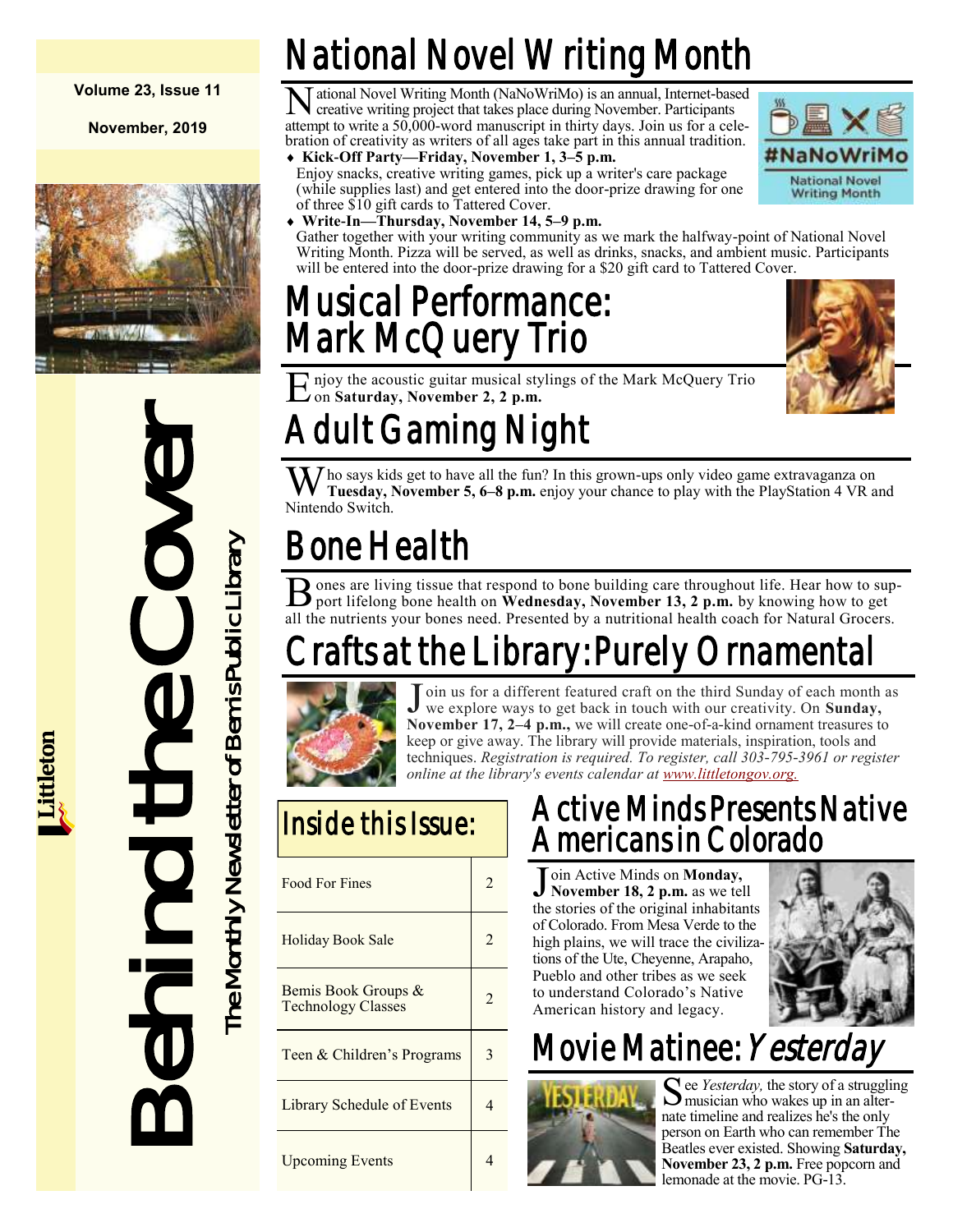Volume 23, Issue 11

November, 2019

# Behind the Cover

The Monthly Newsletter of Bemis Public Library

Littleton

## National Novel Writing Month

National Novel Writing Month (NaNoWriMo) is an annual, Internet-based creative writing project that takes place during November. Participants attempt to write a 50,000-word manuscript in thirty days. Join us for a celebration of creativity as writers of all ages take part in this annual tradition.

- **Kick-Off Party—Friday, November 1, 3–5 p.m.** Enjoy snacks, creative writing games, pick up a writer's care package (while supplies last) and get entered into the door-prize drawing for one of three $10 gift cards to Tattered Cover.
- **Write-In—Thursday, November 14, 5–9 p.m.** Gather together with your writing community as we mark the halfway-point of National Novel Writing Month. Pizza will be served, as well as drinks, snacks, and ambient music. Participants will be entered into the door-prize drawing for a $20 gift card to Tattered Cover.

## Musical Performance: Mark McQuery Trio

Enjoy the acoustic guitar musical stylings of the Mark McQuery Trio on **Saturday, November 2, 2 p.m.**

## Adult Gaming Night

Who says kids get to have all the fun? In this grown-ups only video game extravaganza on **Tuesday, November 5, 6–8 p.m.** enjoy your chance to play with the PlayStation 4 VR and Nintendo Switch.

## Bone Health

Bones are living tissue that respond to bone building care throughout life. Hear how to support lifelong bone health on **Wednesday, November 13, 2 p.m.** by knowing how to get all the nutrients your bones need. Presented by a nutritional health coach for Natural Grocers.

## Crafts at the Library: Purely Ornamental

Join us for a different featured craft on the third Sunday of each month as we explore ways to get back in touch with our creativity. On **Sunday, November 17, 2–4 p.m.,** we will create one-of-a-kind ornament treasures to keep or give away. The library will provide materials, inspiration, tools and techniques. *Registration is required. To register, call 303-795-3961 or register online at the library's events calendar at www.littletongov.org.*

## Inside this Issue:

| | |
|---|---|
| Food For Fines | 2 |
| Holiday Book Sale | 2 |
| Bemis Book Groups & Technology Classes | 2 |
| Teen & Children's Programs | 3 |
| Library Schedule of Events | 4 |
| Upcoming Events | 4 |

## Active Minds Presents Native Americans in Colorado

Join Active Minds on **Monday, November 18, 2 p.m.** as we tell the stories of the original inhabitants of Colorado. From Mesa Verde to the high plains, we will trace the civilizations of the Ute, Cheyenne, Arapaho, Pueblo and other tribes as we seek to understand Colorado's Native American history and legacy.

## Movie Matinee: *Yesterday*

See *Yesterday,* the story of a struggling musician who wakes up in an alternate timeline and realizes he's the only person on Earth who can remember The Beatles ever existed. Showing **Saturday, November 23, 2 p.m.** Free popcorn and lemonade at the movie. PG-13.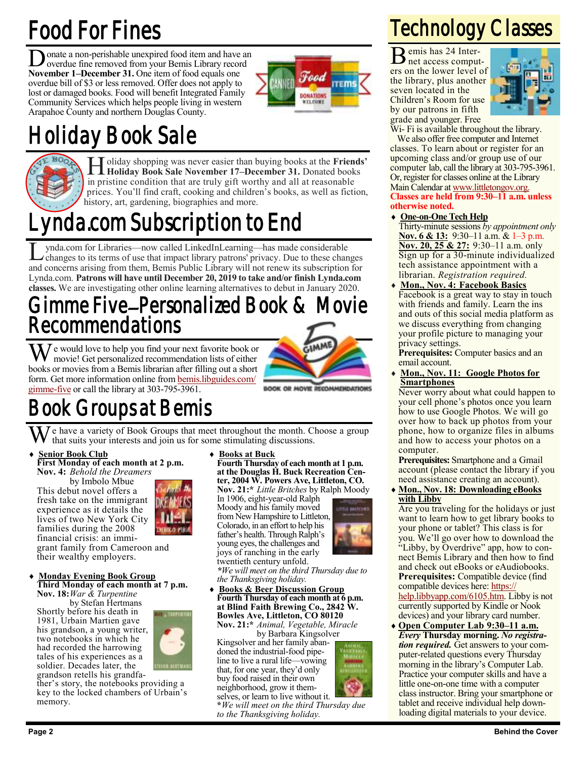# Food For Fines

Donate a non-perishable unexpired food item and have an overdue fine removed from your Bemis Library record **November 1–December 31.** One item of food equals one overdue bill of $3 or less removed. Offer does not apply to lost or damaged books. Food will benefit Integrated Family Community Services which helps people living in western Arapahoe County and northern Douglas County.

# Holiday Book Sale

Holiday shopping was never easier than buying books at the **Friends' Holiday Book Sale November 17–December 31.** Donated books in pristine condition that are truly gift worthy and all at reasonable prices. You'll find craft, cooking and children's books, as well as fiction, history, art, gardening, biographies and more.

# Lynda.com Subscription to End

Lynda.com for Libraries—now called LinkedInLearning—has made considerable changes to its terms of use that impact library patrons' privacy. Due to these changes and concerns arising from them, Bemis Public Library will not renew its subscription for Lynda.com. **Patrons will have until December 20, 2019 to take and/or finish Lynda.com classes.** We are investigating other online learning alternatives to debut in January 2020.

# Gimme Five—Personalized Book & Movie Recommendations

We would love to help you find your next favorite book or movie! Get personalized recommendation lists of either books or movies from a Bemis librarian after filling out a short form. Get more information online from bemis.libguides.com/gimme-five or call the library at 303-795-3961.

# Book Groups at Bemis

We have a variety of Book Groups that meet throughout the month. Choose a group that suits your interests and join us for some stimulating discussions.

- **Senior Book Club**
  **First Monday of each month at 2 p.m.**
  **Nov. 4:** *Behold the Dreamers* by Imbolo Mbue
  This debut novel offers a fresh take on the immigrant experience as it details the lives of two New York City families during the 2008 financial crisis: an immigrant family from Cameroon and their wealthy employers.

- **Monday Evening Book Group**
  **Third Monday of each month at 7 p.m.**
  **Nov. 18:** *War & Turpentine* by Stefan Hertmans
  Shortly before his death in 1981, Urbain Martien gave his grandson, a young writer, two notebooks in which he had recorded the harrowing tales of his experiences as a soldier. Decades later, the grandson retells his grandfather's story, the notebooks providing a key to the locked chambers of Urbain's memory.

- **Books at Buck**
  **Fourth Thursday of each month at 1 p.m. at the Douglas H. Buck Recreation Center, 2004 W. Powers Ave, Littleton, CO.**
  **Nov. 21:*** *Little Britches* by Ralph Moody
  In 1906, eight-year-old Ralph Moody and his family moved from New Hampshire to Littleton, Colorado, in an effort to help his father's health. Through Ralph's young eyes, the challenges and joys of ranching in the early twentieth century unfold.
  **We will meet on the third Thursday due to the Thanksgiving holiday.*

- **Books & Beer Discussion Group**
  **Fourth Thursday of each month at 6 p.m. at Blind Faith Brewing Co., 2842 W. Bowles Ave, Littleton, CO 80120**
  **Nov. 21:*** *Animal, Vegetable, Miracle* by Barbara Kingsolver
  Kingsolver and her family abandoned the industrial-food pipeline to live a rural life—vowing that, for one year, they'd only buy food raised in their own neighborhood, grow it themselves, or learn to live without it.
  **We will meet on the third Thursday due to the Thanksgiving holiday.*

# Technology Classes

Bemis has 24 Internet access computers on the lower level of the library, plus another seven located in the Children's Room for use by our patrons in fifth grade and younger. Free Wi- Fi is available throughout the library.

We also offer free computer and Internet classes. To learn about or register for an upcoming class and/or group use of our computer lab, call the library at 303-795-3961. Or, register for classes online at the Library Main Calendar at www.littletongov.org.

**Classes are held from 9:30–11 a.m. unless otherwise noted.**

- **One-on-One Tech Help**
  Thirty-minute sessions *by appointment only*
  **Nov. 6 & 13:** 9:30–11 a.m. & 1–3 p.m.
  **Nov. 20, 25 & 27:** 9:30–11 a.m. only
  Sign up for a 30-minute individualized tech assistance appointment with a librarian. *Registration required.*

- **Mon., Nov. 4: Facebook Basics**
  Facebook is a great way to stay in touch with friends and family. Learn the ins and outs of this social media platform as we discuss everything from changing your profile picture to managing your privacy settings.
  **Prerequisites:** Computer basics and an email account.

- **Mon., Nov. 11: Google Photos for Smartphones**
  Never worry about what could happen to your cell phone's photos once you learn how to use Google Photos. We will go over how to back up photos from your phone, how to organize files in albums and how to access your photos on a computer.
  **Prerequisites:** Smartphone and a Gmail account (please contact the library if you need assistance creating an account).

- **Mon., Nov. 18: Downloading eBooks with Libby**
  Are you traveling for the holidays or just want to learn how to get library books to your phone or tablet? This class is for you. We'll go over how to download the "Libby, by Overdrive" app, how to connect Bemis Library and then how to find and check out eBooks or eAudiobooks.
  **Prerequisites:** Compatible device (find compatible devices here: https://help.libbyapp.com/6105.htm. Libby is not currently supported by Kindle or Nook devices) and your library card number.

- **Open Computer Lab 9:30–11 a.m.**
  ***Every* Thursday morning.** ***No registration required.*** Get answers to your computer-related questions every Thursday morning in the library's Computer Lab. Practice your computer skills and have a little one-on-one time with a computer class instructor. Bring your smartphone or tablet and receive individual help downloading digital materials to your device.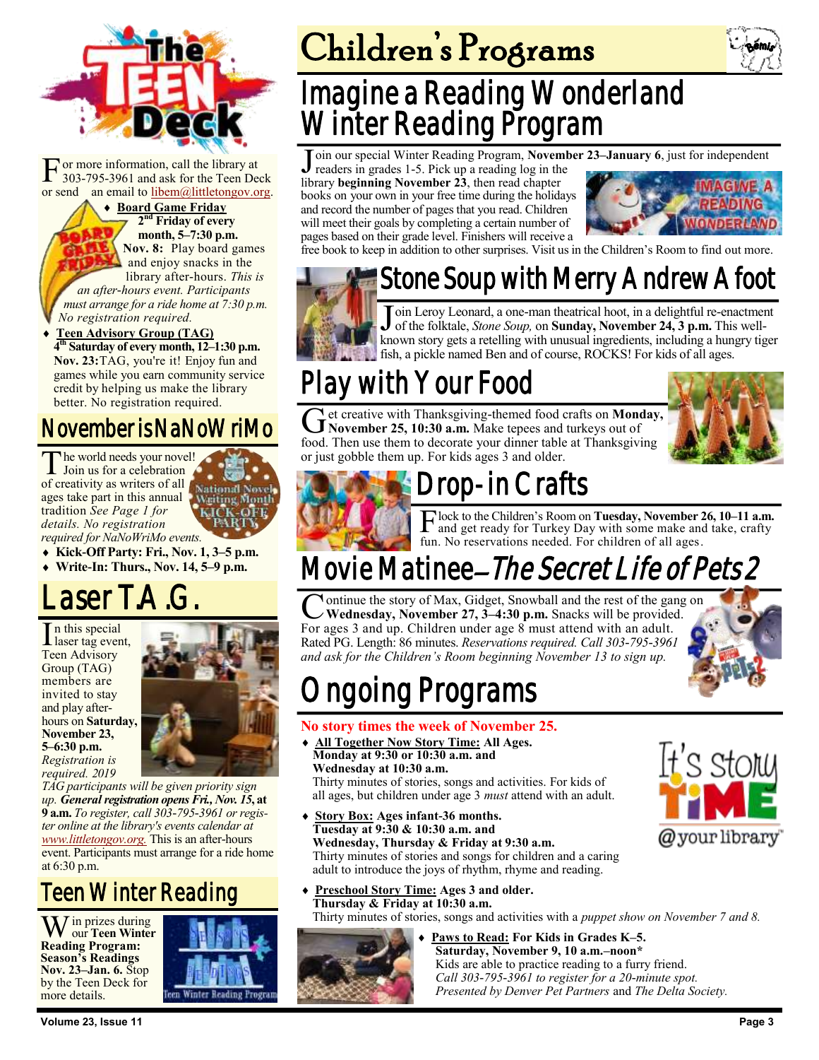# The TEEN Deck

For more information, call the library at 303-795-3961 and ask for the Teen Deck or send an email to libem@littletongov.org.

- **Board Game Friday**
  **2nd Friday of every month, 5–7:30 p.m.**
  **Nov. 8:** Play board games and enjoy snacks in the library after-hours. *This is an after-hours event. Participants must arrange for a ride home at 7:30 p.m. No registration required.*
- **Teen Advisory Group (TAG)**
  **4th Saturday of every month, 12–1:30 p.m.**
  **Nov. 23:** TAG, you're it! Enjoy fun and games while you earn community service credit by helping us make the library better. No registration required.

## November is NaNoWriMo

The world needs your novel! Join us for a celebration of creativity as writers of all ages take part in this annual tradition *See Page 1 for details. No registration required for NaNoWriMo events.*

- **Kick-Off Party: Fri., Nov. 1, 3–5 p.m.**
- **Write-In: Thurs., Nov. 14, 5–9 p.m.**

## Laser T.A.G.

In this special laser tag event, Teen Advisory Group (TAG) members are invited to stay and play after-hours on **Saturday, November 23, 5–6:30 p.m.** *Registration is required. 2019 TAG participants will be given priority sign up.* ***General registration opens Fri., Nov. 15*, at 9 a.m.** *To register, call 303-795-3961 or register online at the library's events calendar at www.littletongov.org.* This is an after-hours event. Participants must arrange for a ride home at 6:30 p.m.

## Teen Winter Reading

Win prizes during our **Teen Winter Reading Program: Season's Readings Nov. 23–Jan. 6.** Stop by the Teen Deck for more details.

# Children's Programs

## Imagine a Reading Wonderland Winter Reading Program

Join our special Winter Reading Program, **November 23–January 6**, just for independent readers in grades 1-5. Pick up a reading log in the library **beginning November 23**, then read chapter books on your own in your free time during the holidays and record the number of pages that you read. Children will meet their goals by completing a certain number of pages based on their grade level. Finishers will receive a free book to keep in addition to other surprises. Visit us in the Children's Room to find out more.

## Stone Soup with Merry Andrew Afoot

Join Leroy Leonard, a one-man theatrical hoot, in a delightful re-enactment of the folktale, *Stone Soup,* on **Sunday, November 24, 3 p.m.** This well-known story gets a retelling with unusual ingredients, including a hungry tiger fish, a pickle named Ben and of course, ROCKS! For kids of all ages.

## Play with Your Food

Get creative with Thanksgiving-themed food crafts on **Monday, November 25, 10:30 a.m.** Make tepees and turkeys out of food. Then use them to decorate your dinner table at Thanksgiving or just gobble them up. For kids ages 3 and older.

## Drop-in Crafts

Flock to the Children's Room on **Tuesday, November 26, 10–11 a.m.** and get ready for Turkey Day with some make and take, crafty fun. No reservations needed. For children of all ages.

## Movie Matinee—*The Secret Life of Pets 2*

Continue the story of Max, Gidget, Snowball and the rest of the gang on **Wednesday, November 27, 3–4:30 p.m.** Snacks will be provided. For ages 3 and up. Children under age 8 must attend with an adult. Rated PG. Length: 86 minutes. *Reservations required. Call 303-795-3961 and ask for the Children's Room beginning November 13 to sign up.*

## Ongoing Programs

**No story times the week of November 25.**

- **All Together Now Story Time: All Ages.**
  **Monday at 9:30 or 10:30 a.m. and Wednesday at 10:30 a.m.**
  Thirty minutes of stories, songs and activities. For kids of all ages, but children under age 3 *must* attend with an adult.
- **Story Box: Ages infant-36 months.**
  **Tuesday at 9:30 & 10:30 a.m. and Wednesday, Thursday & Friday at 9:30 a.m.**
  Thirty minutes of stories and songs for children and a caring adult to introduce the joys of rhythm, rhyme and reading.
- **Preschool Story Time: Ages 3 and older.**
  **Thursday & Friday at 10:30 a.m.**
  Thirty minutes of stories, songs and activities with a *puppet show on November 7 and 8.*
- **Paws to Read: For Kids in Grades K–5.**
  **Saturday, November 9, 10 a.m.–noon***
  Kids are able to practice reading to a furry friend.
  *Call 303-795-3961 to register for a 20-minute spot. Presented by Denver Pet Partners* and *The Delta Society.*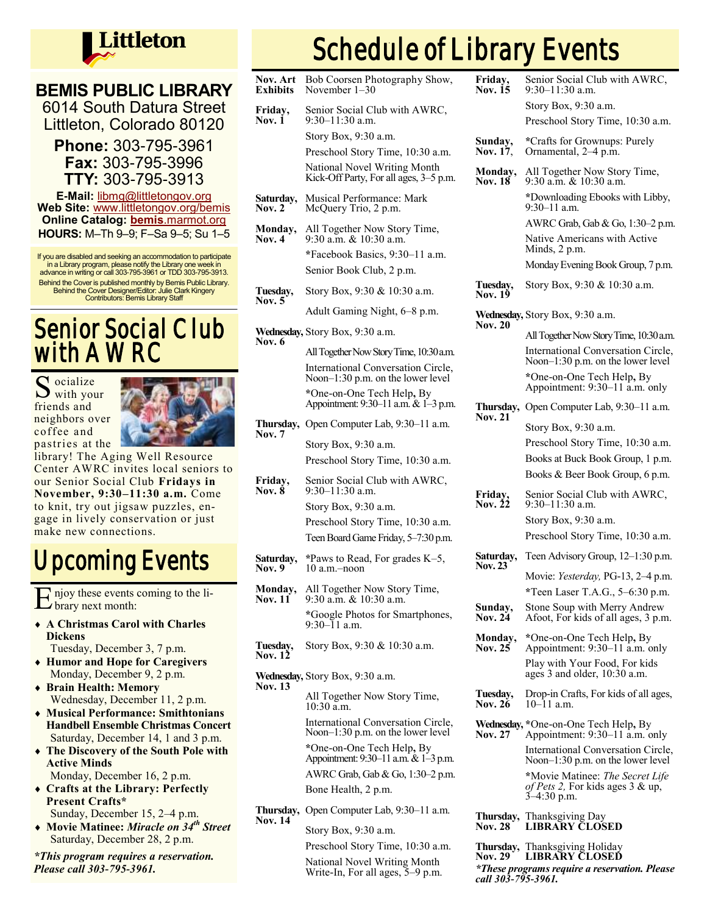Littleton

## BEMIS PUBLIC LIBRARY

6014 South Datura Street
Littleton, Colorado 80120

**Phone:** 303-795-3961
**Fax:** 303-795-3996
**TTY:** 303-795-3913

**E-Mail:** libmg@littletongov.org
**Web Site:** www.littletongov.org/bemis
**Online Catalog:** **bemis**.marmot.org
**HOURS:** M–Th 9–9; F–Sa 9–5; Su 1–5

If you are disabled and seeking an accommodation to participate in a Library program, please notify the Library one week in advance in writing or call 303-795-3961 or TDD 303-795-3913.

Behind the Cover is published monthly by Bemis Public Library.
Behind the Cover Designer/Editor: Julie Clark Kingery
Contributors: Bemis Library Staff

# Senior Social Club with AWRC

Socialize with your friends and neighbors over coffee and pastries at the library! The Aging Well Resource Center AWRC invites local seniors to our Senior Social Club **Fridays in November, 9:30–11:30 a.m.** Come to knit, try out jigsaw puzzles, engage in lively conservation or just make new connections.

# Upcoming Events

Enjoy these events coming to the library next month:

- **A Christmas Carol with Charles Dickens**
  Tuesday, December 3, 7 p.m.
- **Humor and Hope for Caregivers**
  Monday, December 9, 2 p.m.
- **Brain Health: Memory**
  Wednesday, December 11, 2 p.m.
- **Musical Performance: Smithtonians Handbell Ensemble Christmas Concert**
  Saturday, December 14, 1 and 3 p.m.
- **The Discovery of the South Pole with Active Minds**
  Monday, December 16, 2 p.m.
- **Crafts at the Library: Perfectly Present Crafts***
  Sunday, December 15, 2–4 p.m.
- **Movie Matinee: *Miracle on 34th Street***
  Saturday, December 28, 2 p.m.

***This program requires a reservation. Please call 303-795-3961.***

# Schedule of Library Events

**Nov. Art Exhibits**
- Bob Coorsen Photography Show, November 1–30

**Friday, Nov. 1**
- Senior Social Club with AWRC, 9:30–11:30 a.m.
- Story Box, 9:30 a.m.
- Preschool Story Time, 10:30 a.m.
- National Novel Writing Month Kick-Off Party, For all ages, 3–5 p.m.

**Saturday, Nov. 2**
- Musical Performance: Mark McQuery Trio, 2 p.m.

**Monday, Nov. 4**
- All Together Now Story Time, 9:30 a.m. & 10:30 a.m.
- *Facebook Basics, 9:30–11 a.m.
- Senior Book Club, 2 p.m.

**Tuesday, Nov. 5**
- Story Box, 9:30 & 10:30 a.m.
- Adult Gaming Night, 6–8 p.m.

**Wednesday, Nov. 6**
- Story Box, 9:30 a.m.
- All Together Now Story Time, 10:30 a.m.
- International Conversation Circle, Noon–1:30 p.m. on the lower level
- *One-on-One Tech Help, By Appointment: 9:30–11 a.m. & 1–3 p.m.

**Thursday, Nov. 7**
- Open Computer Lab, 9:30–11 a.m.
- Story Box, 9:30 a.m.
- Preschool Story Time, 10:30 a.m.

**Friday, Nov. 8**
- Senior Social Club with AWRC, 9:30–11:30 a.m.
- Story Box, 9:30 a.m.
- Preschool Story Time, 10:30 a.m.
- Teen Board Game Friday, 5–7:30 p.m.

**Saturday, Nov. 9**
- *Paws to Read, For grades K–5, 10 a.m.–noon

**Monday, Nov. 11**
- All Together Now Story Time, 9:30 a.m. & 10:30 a.m.
- *Google Photos for Smartphones, 9:30–11 a.m.

**Tuesday, Nov. 12**
- Story Box, 9:30 & 10:30 a.m.

**Wednesday, Nov. 13**
- Story Box, 9:30 a.m.
- All Together Now Story Time, 10:30 a.m.
- International Conversation Circle, Noon–1:30 p.m. on the lower level
- *One-on-One Tech Help, By Appointment: 9:30–11 a.m. & 1–3 p.m.
- AWRC Grab, Gab & Go, 1:30–2 p.m.
- Bone Health, 2 p.m.

**Thursday, Nov. 14**
- Open Computer Lab, 9:30–11 a.m.
- Story Box, 9:30 a.m.
- Preschool Story Time, 10:30 a.m.
- National Novel Writing Month Write-In, For all ages, 5–9 p.m.

**Friday, Nov. 15**
- Senior Social Club with AWRC, 9:30–11:30 a.m.
- Story Box, 9:30 a.m.
- Preschool Story Time, 10:30 a.m.

**Sunday, Nov. 17,**
- *Crafts for Grownups: Purely Ornamental, 2–4 p.m.

**Monday, Nov. 18**
- All Together Now Story Time, 9:30 a.m. & 10:30 a.m.
- *Downloading Ebooks with Libby, 9:30–11 a.m.
- AWRC Grab, Gab & Go, 1:30–2 p.m.
- Native Americans with Active Minds, 2 p.m.
- Monday Evening Book Group, 7 p.m.

**Tuesday, Nov. 19**
- Story Box, 9:30 & 10:30 a.m.

**Wednesday, Nov. 20**
- Story Box, 9:30 a.m.
- All Together Now Story Time, 10:30 a.m.
- International Conversation Circle, Noon–1:30 p.m. on the lower level
- *One-on-One Tech Help, By Appointment: 9:30–11 a.m. only

**Thursday, Nov. 21**
- Open Computer Lab, 9:30–11 a.m.
- Story Box, 9:30 a.m.
- Preschool Story Time, 10:30 a.m.
- Books at Buck Book Group, 1 p.m.
- Books & Beer Book Group, 6 p.m.

**Friday, Nov. 22**
- Senior Social Club with AWRC, 9:30–11:30 a.m.
- Story Box, 9:30 a.m.
- Preschool Story Time, 10:30 a.m.

**Saturday, Nov. 23**
- Teen Advisory Group, 12–1:30 p.m.
- Movie: *Yesterday,* PG-13, 2–4 p.m.
- *Teen Laser T.A.G., 5–6:30 p.m.

**Sunday, Nov. 24**
- Stone Soup with Merry Andrew Afoot, For kids of all ages, 3 p.m.

**Monday, Nov. 25**
- *One-on-One Tech Help, By Appointment: 9:30–11 a.m. only
- Play with Your Food, For kids ages 3 and older, 10:30 a.m.

**Tuesday, Nov. 26**
- Drop-in Crafts, For kids of all ages, 10–11 a.m.

**Wednesday, Nov. 27**
- *One-on-One Tech Help, By Appointment: 9:30–11 a.m. only
- International Conversation Circle, Noon–1:30 p.m. on the lower level
- *Movie Matinee: *The Secret Life of Pets 2,* For kids ages 3 & up, 3–4:30 p.m.

**Thursday, Nov. 28**
- Thanksgiving Day **LIBRARY CLOSED**

**Thursday, Nov. 29**
- Thanksgiving Holiday **LIBRARY CLOSED**

***These programs require a reservation. Please call 303-795-3961.***